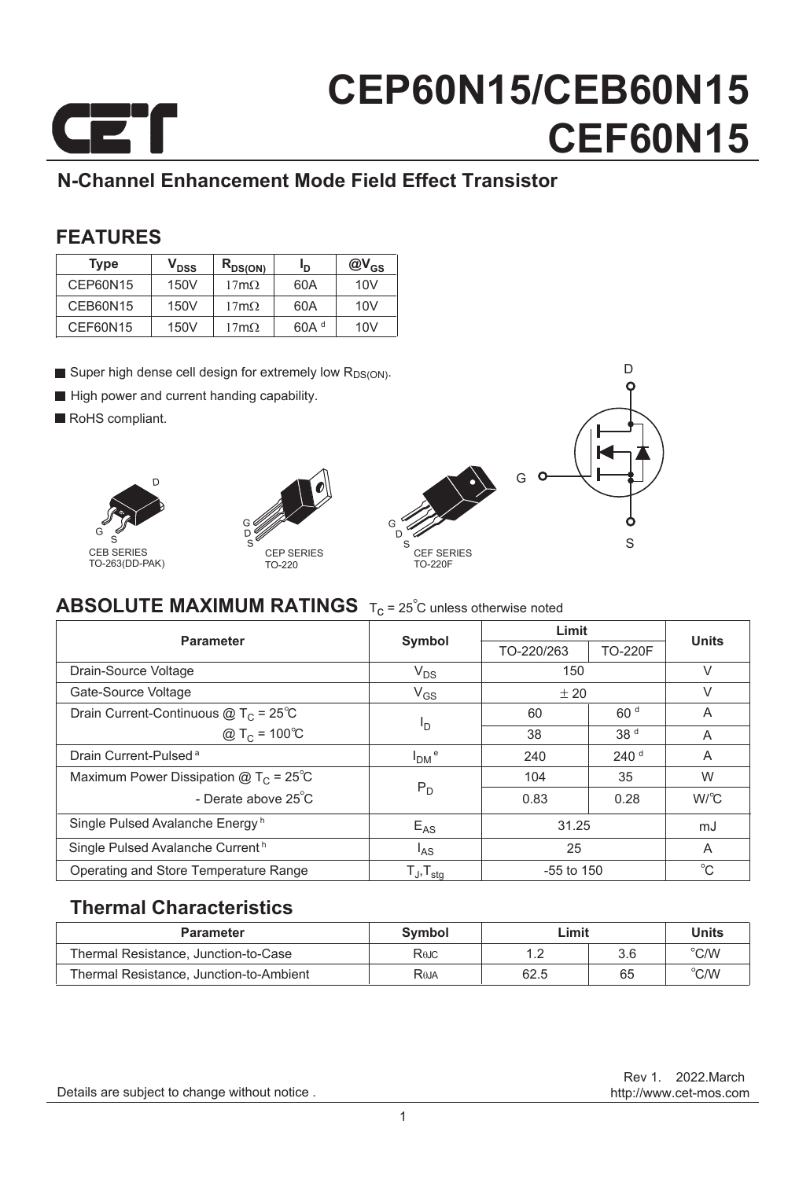# CEP60N15/CEB60N15
# CEF60N15

## N-Channel Enhancement Mode Field Effect Transistor

## FEATURES

| Type | $V_{DSS}$ | $R_{DS(ON)}$ | $I_D$ | $@V_{GS}$ |
|---|---|---|---|---|
| CEP60N15 | 150V | 17mΩ | 60A | 10V |
| CEB60N15 | 150V | 17mΩ | 60A | 10V |
| CEF60N15 | 150V | 17mΩ | 60A [d] | 10V |

- Super high dense cell design for extremely low $R_{DS(ON)}$.
- High power and current handing capability.
- RoHS compliant.

CEB SERIES TO-263(DD-PAK)

CEP SERIES TO-220

CEF SERIES TO-220F

## ABSOLUTE MAXIMUM RATINGS $T_C$ = 25°C unless otherwise noted

| Parameter | Symbol | Limit | | Units |
|---|---|---|---|---|
| | | TO-220/263 | TO-220F | |
| Drain-Source Voltage | $V_{DS}$ | 150 | | V |
| Gate-Source Voltage | $V_{GS}$ | ± 20 | | V |
| Drain Current-Continuous @ $T_C$ = 25℃ | $I_D$ | 60 | 60 [d] | A |
| @ $T_C$ = 100℃ | | 38 | 38 [d] | A |
| Drain Current-Pulsed [a] | $I_{DM}$ [e] | 240 | 240 [d] | A |
| Maximum Power Dissipation @ $T_C$ = 25°C | $P_D$ | 104 | 35 | W |
| - Derate above 25°C | | 0.83 | 0.28 | W/℃ |
| Single Pulsed Avalanche Energy [h] | $E_{AS}$ | 31.25 | | mJ |
| Single Pulsed Avalanche Current [h] | $I_{AS}$ | 25 | | A |
| Operating and Store Temperature Range | $T_J$,$T_{stg}$ | -55 to 150 | | °C |

### Thermal Characteristics

| Parameter | Symbol | Limit | | Units |
|---|---|---|---|---|
| Thermal Resistance, Junction-to-Case | $R_{θJC}$ | 1.2 | 3.6 | °C/W |
| Thermal Resistance, Junction-to-Ambient | $R_{θJA}$ | 62.5 | 65 | °C/W |

Rev 1. 2022.March
http://www.cet-mos.com

Details are subject to change without notice .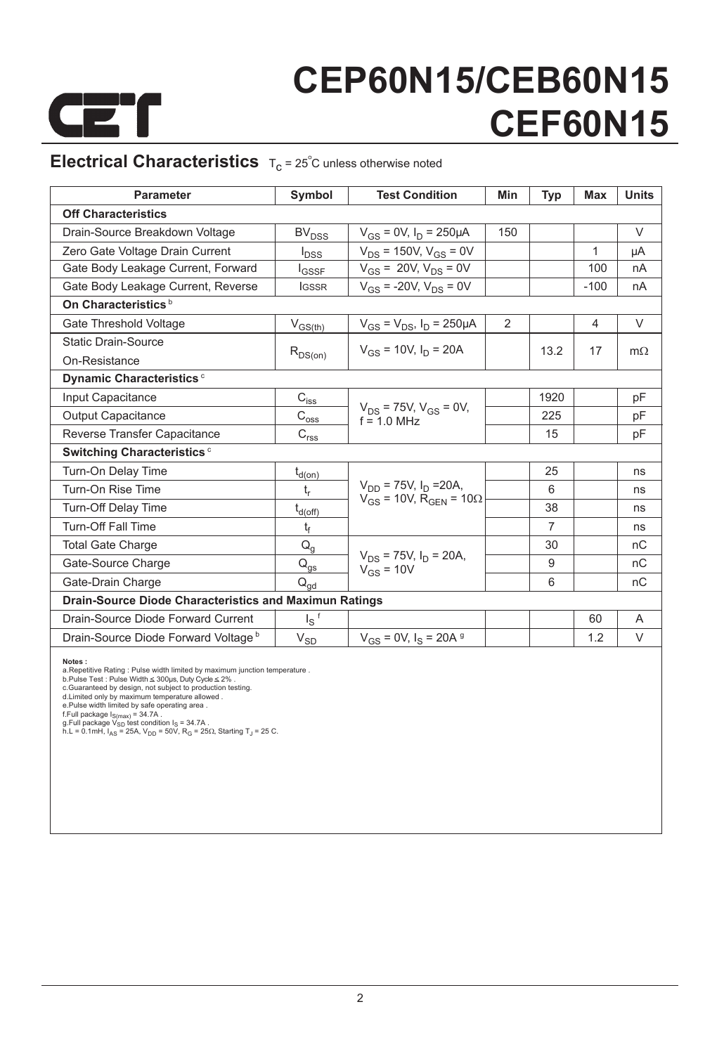# CEP60N15/CEB60N15
# CEF60N15

## Electrical Characteristics $T_C = 25^{\circ}C$ unless otherwise noted

| Parameter | Symbol | Test Condition | Min | Typ | Max | Units |
|---|---|---|---|---|---|---|
| **Off Characteristics** | | | | | | |
| Drain-Source Breakdown Voltage | $BV_{DSS}$ | $V_{GS} = 0V$, $I_D = 250\mu A$ | 150 | | | V |
| Zero Gate Voltage Drain Current | $I_{DSS}$ | $V_{DS} = 150V$, $V_{GS} = 0V$ | | | 1 | µA |
| Gate Body Leakage Current, Forward | $I_{GSSF}$ | $V_{GS} = 20V$, $V_{DS} = 0V$ | | | 100 | nA |
| Gate Body Leakage Current, Reverse | $I_{GSSR}$ | $V_{GS} = -20V$, $V_{DS} = 0V$ | | | -100 | nA |
| **On Characteristics** [b] | | | | | | |
| Gate Threshold Voltage | $V_{GS(th)}$ | $V_{GS} = V_{DS}$, $I_D = 250\mu A$ | 2 | | 4 | V |
| Static Drain-Source On-Resistance | $R_{DS(on)}$ | $V_{GS} = 10V$, $I_D = 20A$ | | 13.2 | 17 | mΩ |
| **Dynamic Characteristics** [c] | | | | | | |
| Input Capacitance | $C_{iss}$ | $V_{DS} = 75V$, $V_{GS} = 0V$, f = 1.0 MHz | | 1920 | | pF |
| Output Capacitance | $C_{oss}$ | | | 225 | | pF |
| Reverse Transfer Capacitance | $C_{rss}$ | | | 15 | | pF |
| **Switching Characteristics** [c] | | | | | | |
| Turn-On Delay Time | $t_{d(on)}$ | $V_{DD} = 75V$, $I_D = 20A$, $V_{GS} = 10V$, $R_{GEN} = 10\Omega$ | | 25 | | ns |
| Turn-On Rise Time | $t_r$ | | | 6 | | ns |
| Turn-Off Delay Time | $t_{d(off)}$ | | | 38 | | ns |
| Turn-Off Fall Time | $t_f$ | | | 7 | | ns |
| Total Gate Charge | $Q_g$ | $V_{DS} = 75V$, $I_D = 20A$, $V_{GS} = 10V$ | | 30 | | nC |
| Gate-Source Charge | $Q_{gs}$ | | | 9 | | nC |
| Gate-Drain Charge | $Q_{gd}$ | | | 6 | | nC |
| **Drain-Source Diode Characteristics and Maximun Ratings** | | | | | | |
| Drain-Source Diode Forward Current | $I_S$ [f] | | | | 60 | A |
| Drain-Source Diode Forward Voltage [b] | $V_{SD}$ | $V_{GS} = 0V$, $I_S = 20A$ [g] | | | 1.2 | V |

**Notes :**

a.Repetitive Rating : Pulse width limited by maximum junction temperature .
b.Pulse Test : Pulse Width ≤ 300µs, Duty Cycle ≤ 2% .
c.Guaranteed by design, not subject to production testing.
d.Limited only by maximum temperature allowed .
e.Pulse width limited by safe operating area .
f.Full package $I_{S(max)} = 34.7A$ .
g.Full package $V_{SD}$ test condition $I_S = 34.7A$ .
h.L = 0.1mH, $I_{AS} = 25A$, $V_{DD} = 50V$, $R_G = 25\Omega$, Starting $T_J = 25$ C.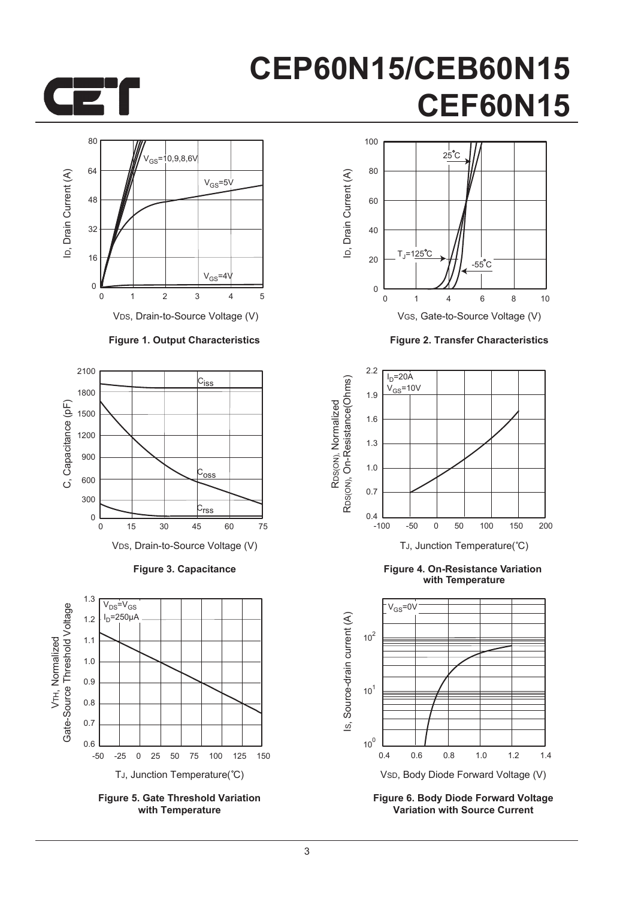Figure 1. Output Characteristics

Figure 2. Transfer Characteristics

Figure 3. Capacitance

Figure 4. On-Resistance Variation with Temperature

Figure 5. Gate Threshold Variation with Temperature

Figure 6. Body Diode Forward Voltage Variation with Source Current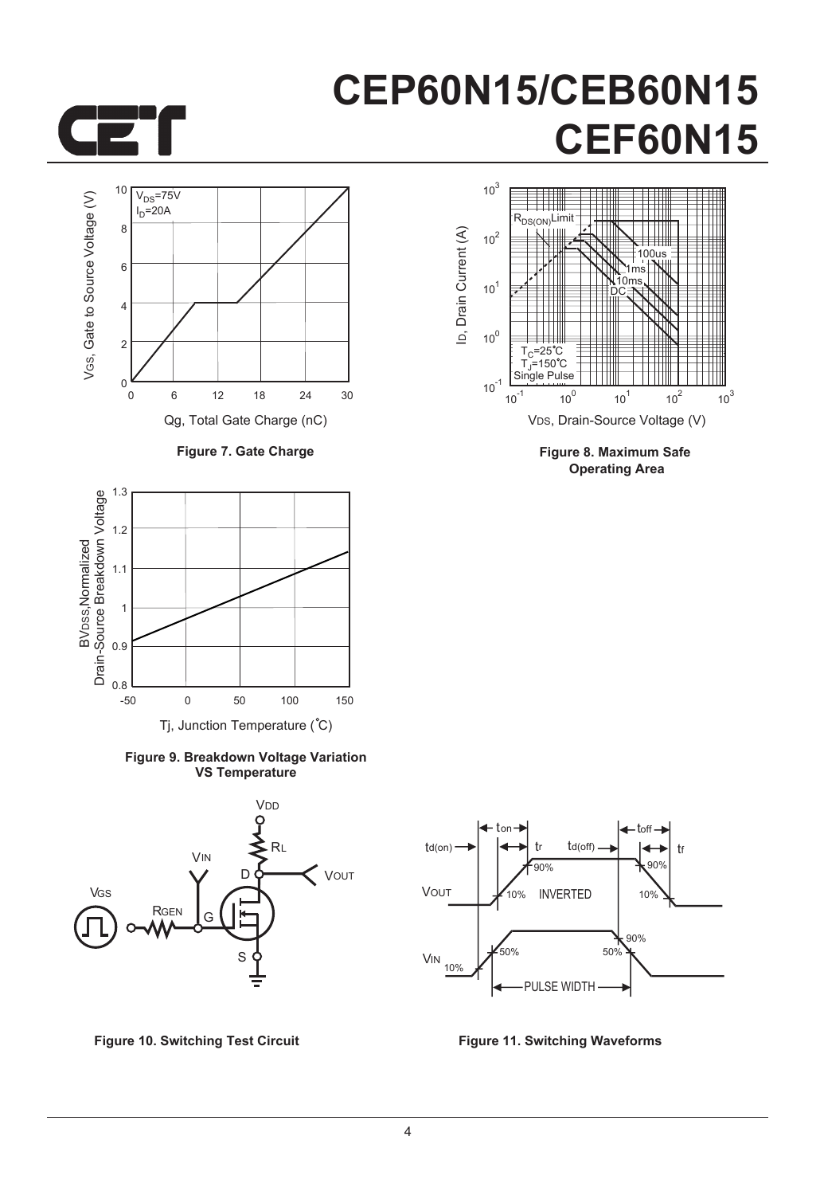# CEP60N15/CEB60N15
# CEF60N15

Figure 7. Gate Charge

Figure 8. Maximum Safe Operating Area

Figure 9. Breakdown Voltage Variation VS Temperature

Figure 10. Switching Test Circuit

Figure 11. Switching Waveforms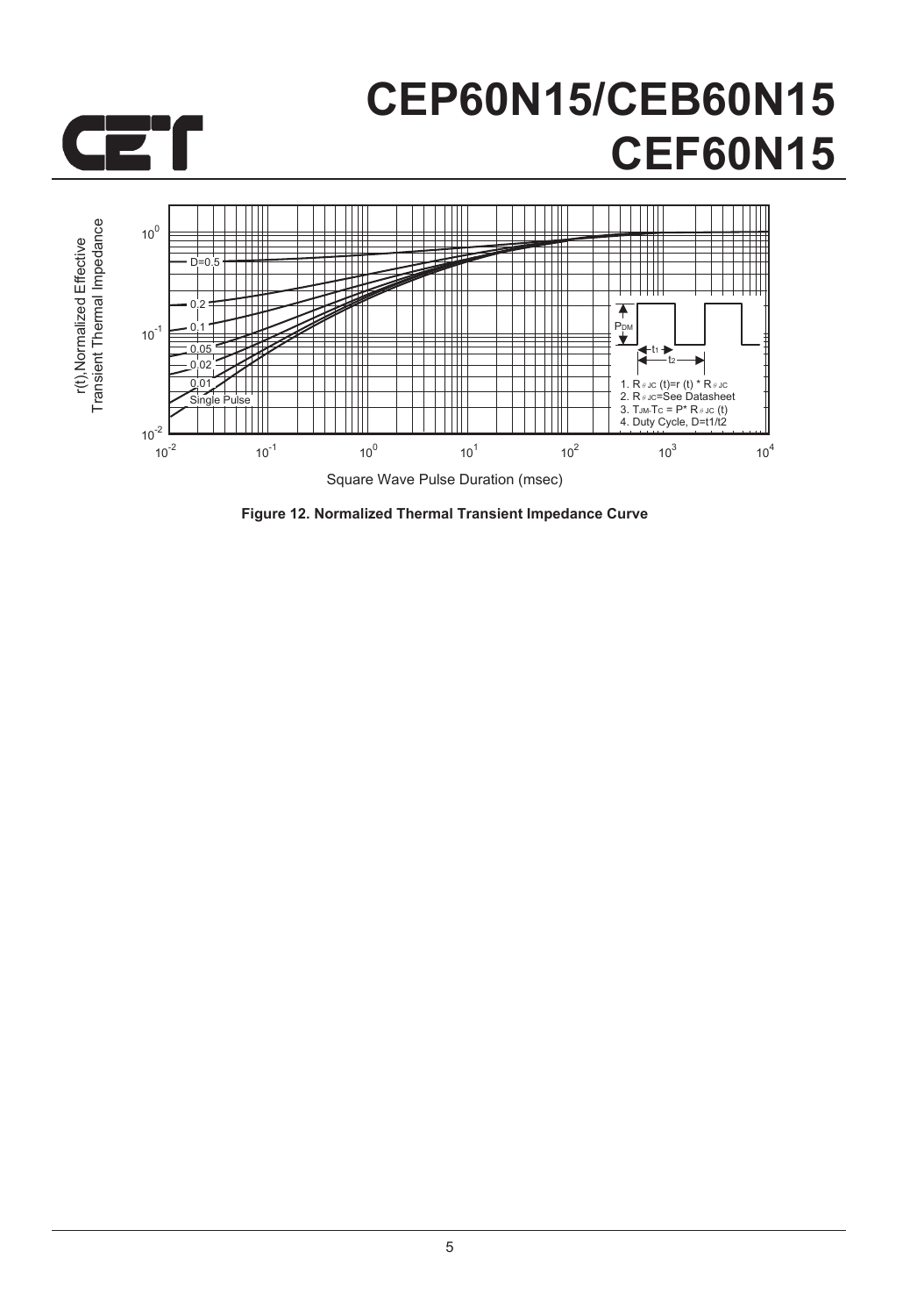# CEP60N15/CEB60N15
# CEF60N15

r(t),Normalized Effective Transient Thermal Impedance

$10^0$

$10^{-1}$

$10^{-2}$

D=0.5

0.2

0.1

0.05

0.02

0.01

Single Pulse

$P_{DM}$

$t_1$

$t_2$

1. $R_{\theta JC}$ (t)=r (t) * $R_{\theta JC}$
2. $R_{\theta JC}$=See Datasheet
3. $T_{JM}$-$T_C$ = P* $R_{\theta JC}$ (t)
4. Duty Cycle, D=t1/t2

$10^{-2}$ $10^{-1}$ $10^0$ $10^1$ $10^2$ $10^3$ $10^4$

Square Wave Pulse Duration (msec)

**Figure 12. Normalized Thermal Transient Impedance Curve**